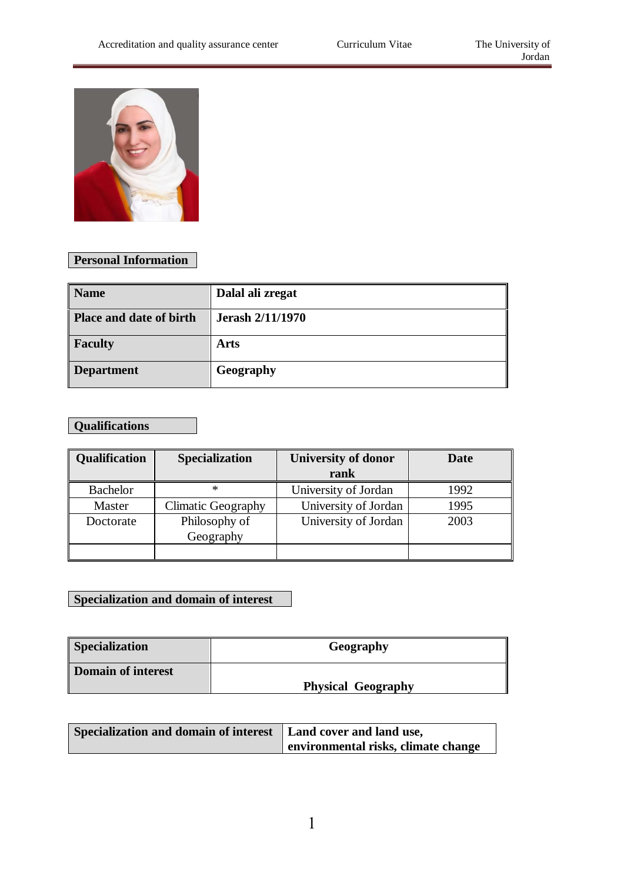## Personal Information

| Name | Dalal ali zregat |
|---|---|
| Place and date of birth | Jerash 2/11/1970 |
| Faculty | Arts |
| Department | Geography |

## Qualifications

| Qualification | Specialization | University of donor rank | Date |
|---|---|---|---|
| Bachelor | * | University of Jordan | 1992 |
| Master | Climatic Geography | University of Jordan | 1995 |
| Doctorate | Philosophy of Geography | University of Jordan | 2003 |
| | | | |

## Specialization and domain of interest

| Specialization | Geography |
|---|---|
| Domain of interest | Physical Geography |

| Specialization and domain of interest | Land cover and land use, environmental risks, climate change |
|---|---|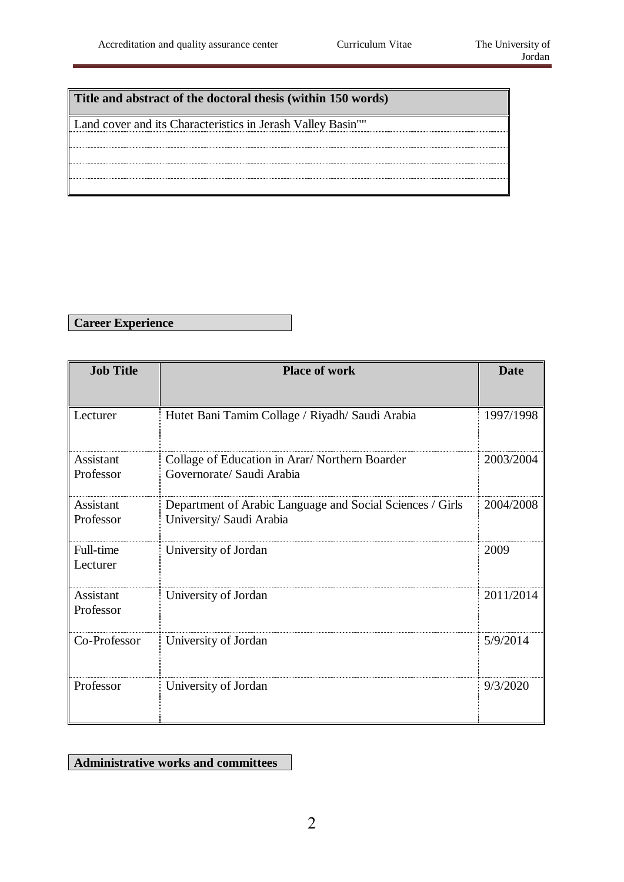| Title and abstract of the doctoral thesis (within 150 words) |
|---|
| Land cover and its Characteristics in Jerash Valley Basin"" |

**Career Experience**

| Job Title | Place of work | Date |
|---|---|---|
| Lecturer | Hutet Bani Tamim Collage / Riyadh/ Saudi Arabia | 1997/1998 |
| Assistant Professor | Collage of Education in Arar/ Northern Boarder Governorate/ Saudi Arabia | 2003/2004 |
| Assistant Professor | Department of Arabic Language and Social Sciences / Girls University/ Saudi Arabia | 2004/2008 |
| Full-time Lecturer | University of Jordan | 2009 |
| Assistant Professor | University of Jordan | 2011/2014 |
| Co-Professor | University of Jordan | 5/9/2014 |
| Professor | University of Jordan | 9/3/2020 |

**Administrative works and committees**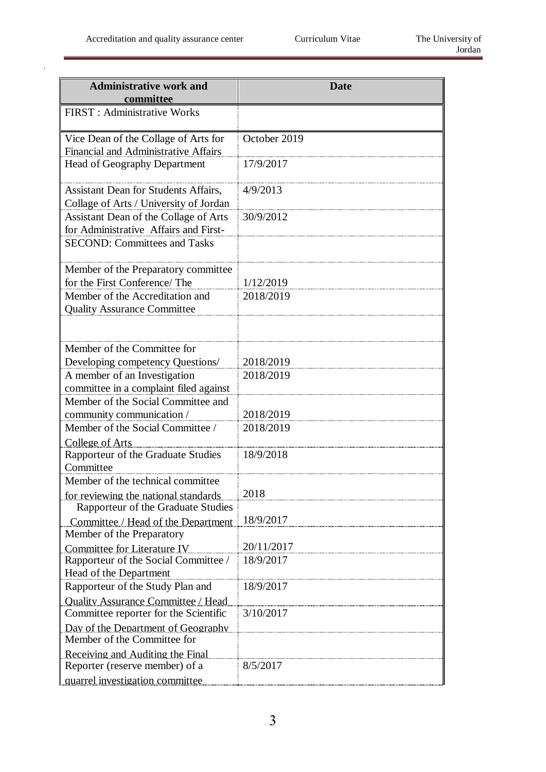| Administrative work and committee | Date |
|---|---|
| FIRST : Administrative Works | |
| Vice Dean of the Collage of Arts for Financial and Administrative Affairs | October 2019 |
| Head of Geography Department | 17/9/2017 |
| Assistant Dean for Students Affairs, Collage of Arts / University of Jordan | 4/9/2013 |
| Assistant Dean of the Collage of Arts for Administrative Affairs and First- | 30/9/2012 |
| SECOND: Committees and Tasks | |
| Member of the Preparatory committee for the First Conference/ The | 1/12/2019 |
| Member of the Accreditation and Quality Assurance Committee | 2018/2019 |
| | |
| Member of the Committee for Developing competency Questions/ | 2018/2019 |
| A member of an Investigation committee in a complaint filed against | 2018/2019 |
| Member of the Social Committee and community communication / | 2018/2019 |
| Member of the Social Committee / College of Arts | 2018/2019 |
| Rapporteur of the Graduate Studies Committee | 18/9/2018 |
| Member of the technical committee for reviewing the national standards | 2018 |
| Rapporteur of the Graduate Studies Committee / Head of the Department | 18/9/2017 |
| Member of the Preparatory Committee for Literature IV | 20/11/2017 |
| Rapporteur of the Social Committee / Head of the Department | 18/9/2017 |
| Rapporteur of the Study Plan and Quality Assurance Committee / Head | 18/9/2017 |
| Committee reporter for the Scientific Day of the Department of Geography | 3/10/2017 |
| Member of the Committee for Receiving and Auditing the Final | |
| Reporter (reserve member) of a quarrel investigation committee | 8/5/2017 |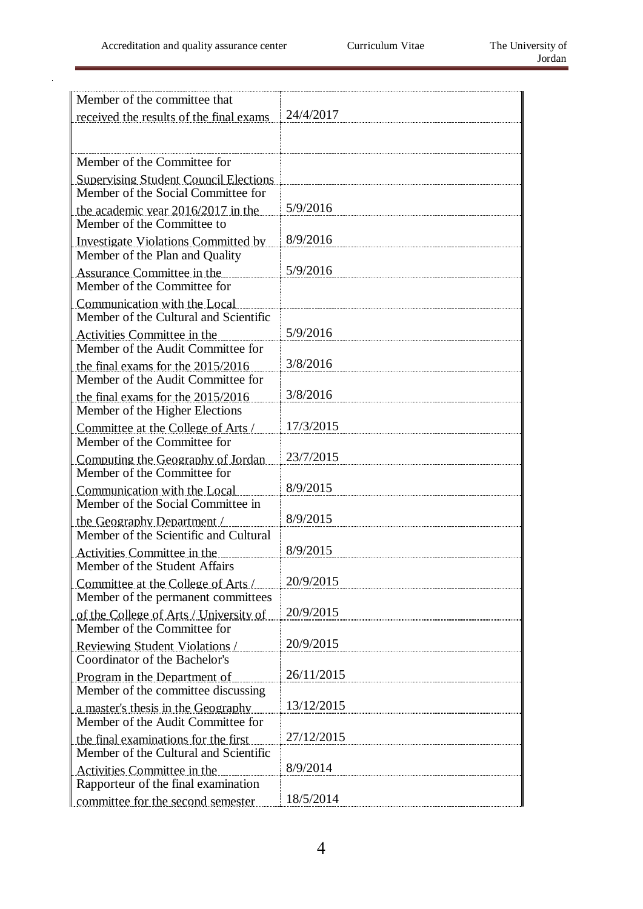| | |
|---|---|
| Member of the committee that received the results of the final exams | 24/4/2017 |
| | |
| Member of the Committee for Supervising Student Council Elections | |
| Member of the Social Committee for the academic year 2016/2017 in the | 5/9/2016 |
| Member of the Committee to Investigate Violations Committed by | 8/9/2016 |
| Member of the Plan and Quality Assurance Committee in the | 5/9/2016 |
| Member of the Committee for Communication with the Local | |
| Member of the Cultural and Scientific Activities Committee in the | 5/9/2016 |
| Member of the Audit Committee for the final exams for the 2015/2016 | 3/8/2016 |
| Member of the Audit Committee for the final exams for the 2015/2016 | 3/8/2016 |
| Member of the Higher Elections Committee at the College of Arts / | 17/3/2015 |
| Member of the Committee for Computing the Geography of Jordan | 23/7/2015 |
| Member of the Committee for Communication with the Local | 8/9/2015 |
| Member of the Social Committee in the Geography Department / | 8/9/2015 |
| Member of the Scientific and Cultural Activities Committee in the | 8/9/2015 |
| Member of the Student Affairs Committee at the College of Arts / | 20/9/2015 |
| Member of the permanent committees of the College of Arts / University of | 20/9/2015 |
| Member of the Committee for Reviewing Student Violations / | 20/9/2015 |
| Coordinator of the Bachelor's Program in the Department of | 26/11/2015 |
| Member of the committee discussing a master's thesis in the Geography | 13/12/2015 |
| Member of the Audit Committee for the final examinations for the first | 27/12/2015 |
| Member of the Cultural and Scientific Activities Committee in the | 8/9/2014 |
| Rapporteur of the final examination committee for the second semester | 18/5/2014 |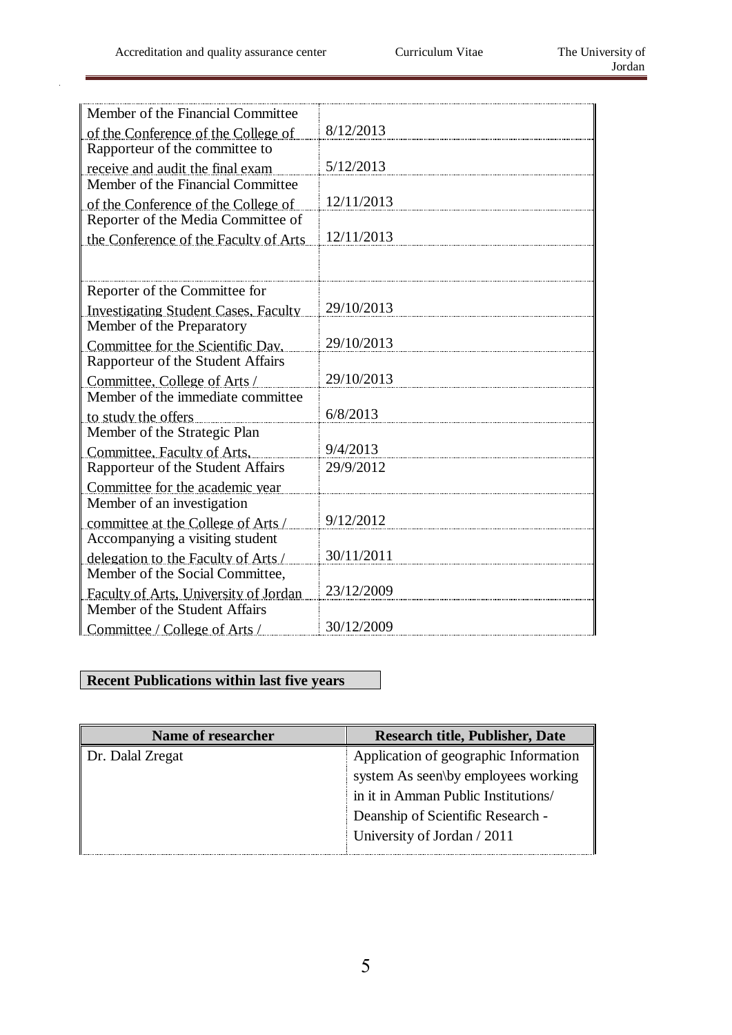| | |
|---|---|
| Member of the Financial Committee of the Conference of the College of | 8/12/2013 |
| Rapporteur of the committee to receive and audit the final exam | 5/12/2013 |
| Member of the Financial Committee of the Conference of the College of | 12/11/2013 |
| Reporter of the Media Committee of the Conference of the Faculty of Arts | 12/11/2013 |
| | |
| Reporter of the Committee for Investigating Student Cases, Faculty | 29/10/2013 |
| Member of the Preparatory Committee for the Scientific Day, | 29/10/2013 |
| Rapporteur of the Student Affairs Committee, College of Arts / | 29/10/2013 |
| Member of the immediate committee to study the offers | 6/8/2013 |
| Member of the Strategic Plan Committee, Faculty of Arts, | 9/4/2013 |
| Rapporteur of the Student Affairs Committee for the academic year | 29/9/2012 |
| Member of an investigation committee at the College of Arts / | 9/12/2012 |
| Accompanying a visiting student delegation to the Faculty of Arts / | 30/11/2011 |
| Member of the Social Committee, Faculty of Arts, University of Jordan | 23/12/2009 |
| Member of the Student Affairs Committee / College of Arts / | 30/12/2009 |

**Recent Publications within last five years**

| Name of researcher | Research title, Publisher, Date |
|---|---|
| Dr. Dalal Zregat | Application of geographic Information system As seen\by employees working in it in Amman Public Institutions/ Deanship of Scientific Research - University of Jordan / 2011 |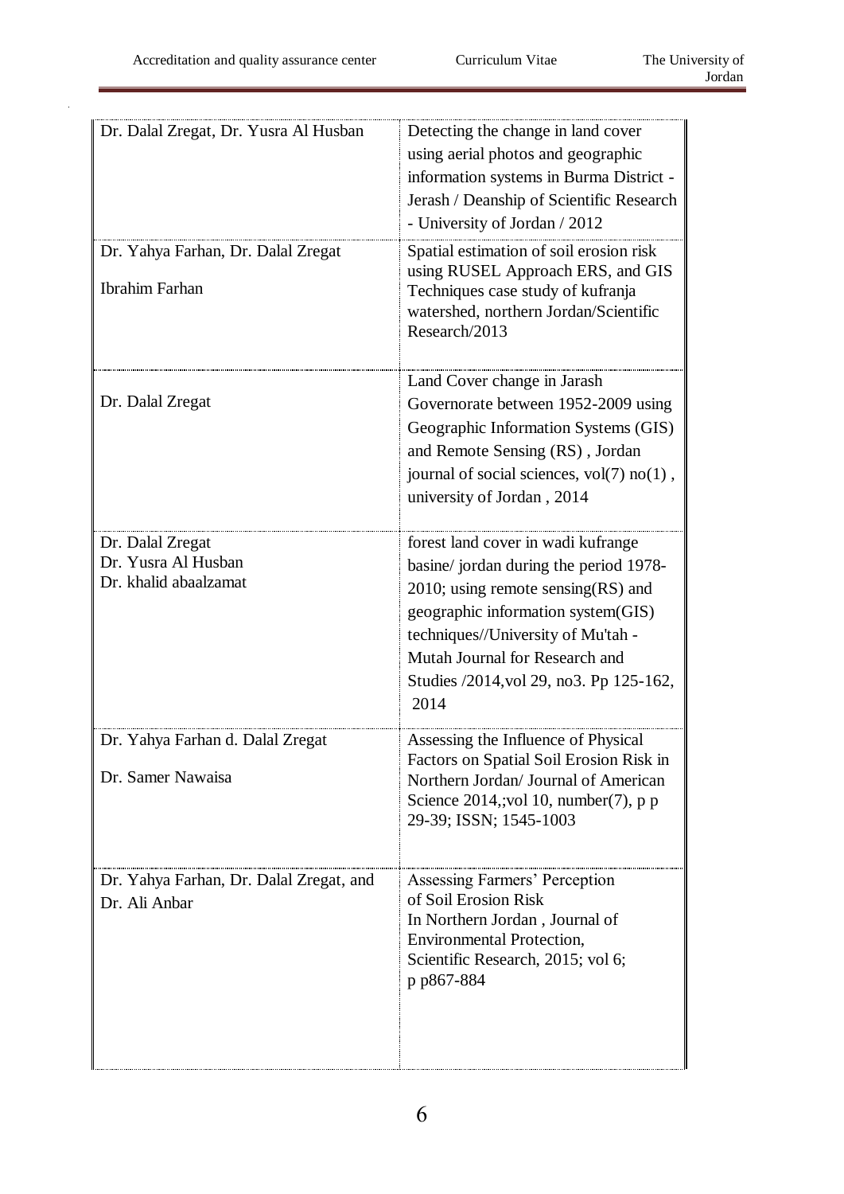| | |
|---|---|
| Dr. Dalal Zregat, Dr. Yusra Al Husban | Detecting the change in land cover using aerial photos and geographic information systems in Burma District - Jerash / Deanship of Scientific Research - University of Jordan / 2012 |
| Dr. Yahya Farhan, Dr. Dalal Zregat<br>Ibrahim Farhan | Spatial estimation of soil erosion risk using RUSEL Approach ERS, and GIS Techniques case study of kufranja watershed, northern Jordan/Scientific Research/2013 |
| Dr. Dalal Zregat | Land Cover change in Jarash Governorate between 1952-2009 using Geographic Information Systems (GIS) and Remote Sensing (RS) , Jordan journal of social sciences, vol(7) no(1) , university of Jordan , 2014 |
| Dr. Dalal Zregat<br>Dr. Yusra Al Husban<br>Dr. khalid abaalzamat | forest land cover in wadi kufrange basine/ jordan during the period 1978-2010; using remote sensing(RS) and geographic information system(GIS) techniques//University of Mu'tah - Mutah Journal for Research and Studies /2014,vol 29, no3. Pp 125-162, 2014 |
| Dr. Yahya Farhan d. Dalal Zregat<br>Dr. Samer Nawaisa | Assessing the Influence of Physical Factors on Spatial Soil Erosion Risk in Northern Jordan/ Journal of American Science 2014,;vol 10, number(7), p p 29-39; ISSN; 1545-1003 |
| Dr. Yahya Farhan, Dr. Dalal Zregat, and Dr. Ali Anbar | Assessing Farmers' Perception of Soil Erosion Risk In Northern Jordan , Journal of Environmental Protection, Scientific Research, 2015; vol 6; p p867-884 |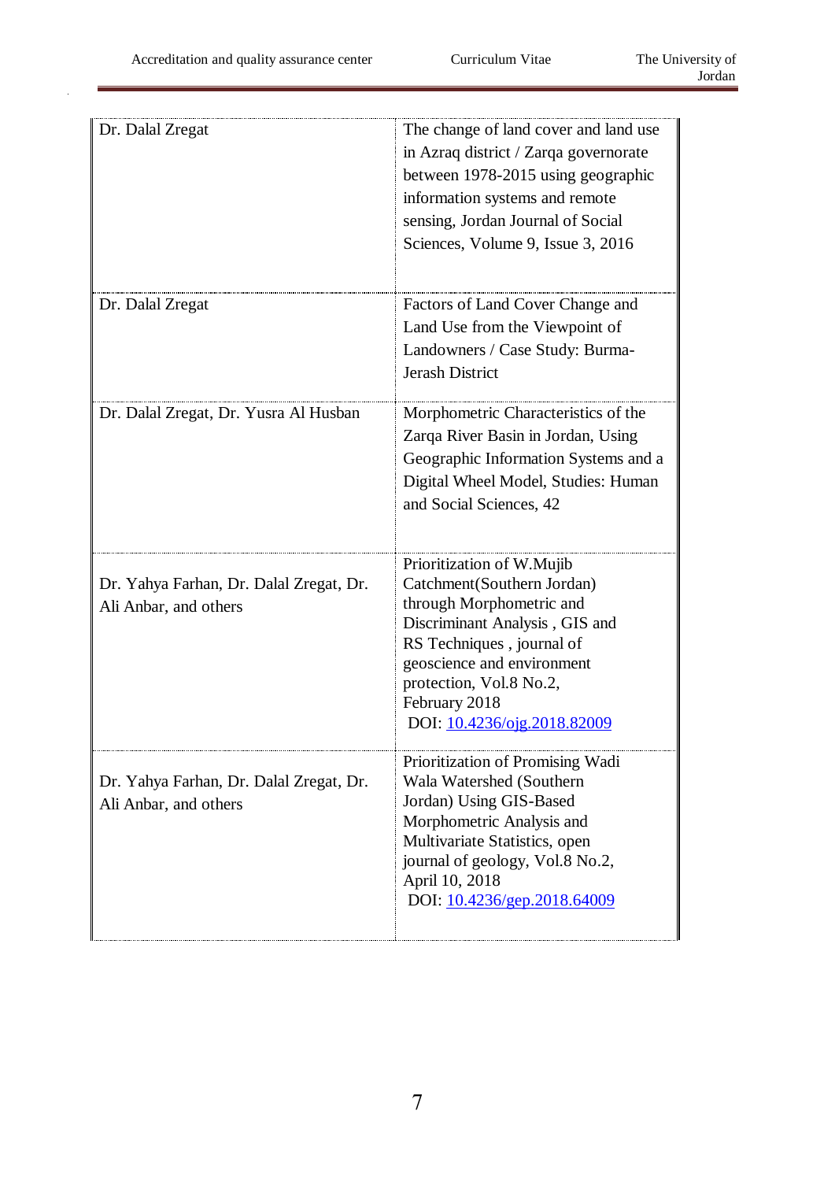| | |
|---|---|
| Dr. Dalal Zregat | The change of land cover and land use in Azraq district / Zarqa governorate between 1978-2015 using geographic information systems and remote sensing, Jordan Journal of Social Sciences, Volume 9, Issue 3, 2016 |
| Dr. Dalal Zregat | Factors of Land Cover Change and Land Use from the Viewpoint of Landowners / Case Study: Burma-Jerash District |
| Dr. Dalal Zregat, Dr. Yusra Al Husban | Morphometric Characteristics of the Zarqa River Basin in Jordan, Using Geographic Information Systems and a Digital Wheel Model, Studies: Human and Social Sciences, 42 |
| Dr. Yahya Farhan, Dr. Dalal Zregat, Dr. Ali Anbar, and others | Prioritization of W.Mujib Catchment(Southern Jordan) through Morphometric and Discriminant Analysis , GIS and RS Techniques , journal of geoscience and environment protection, Vol.8 No.2, February 2018 DOI: 10.4236/ojg.2018.82009 |
| Dr. Yahya Farhan, Dr. Dalal Zregat, Dr. Ali Anbar, and others | Prioritization of Promising Wadi Wala Watershed (Southern Jordan) Using GIS-Based Morphometric Analysis and Multivariate Statistics, open journal of geology, Vol.8 No.2, April 10, 2018 DOI: 10.4236/gep.2018.64009 |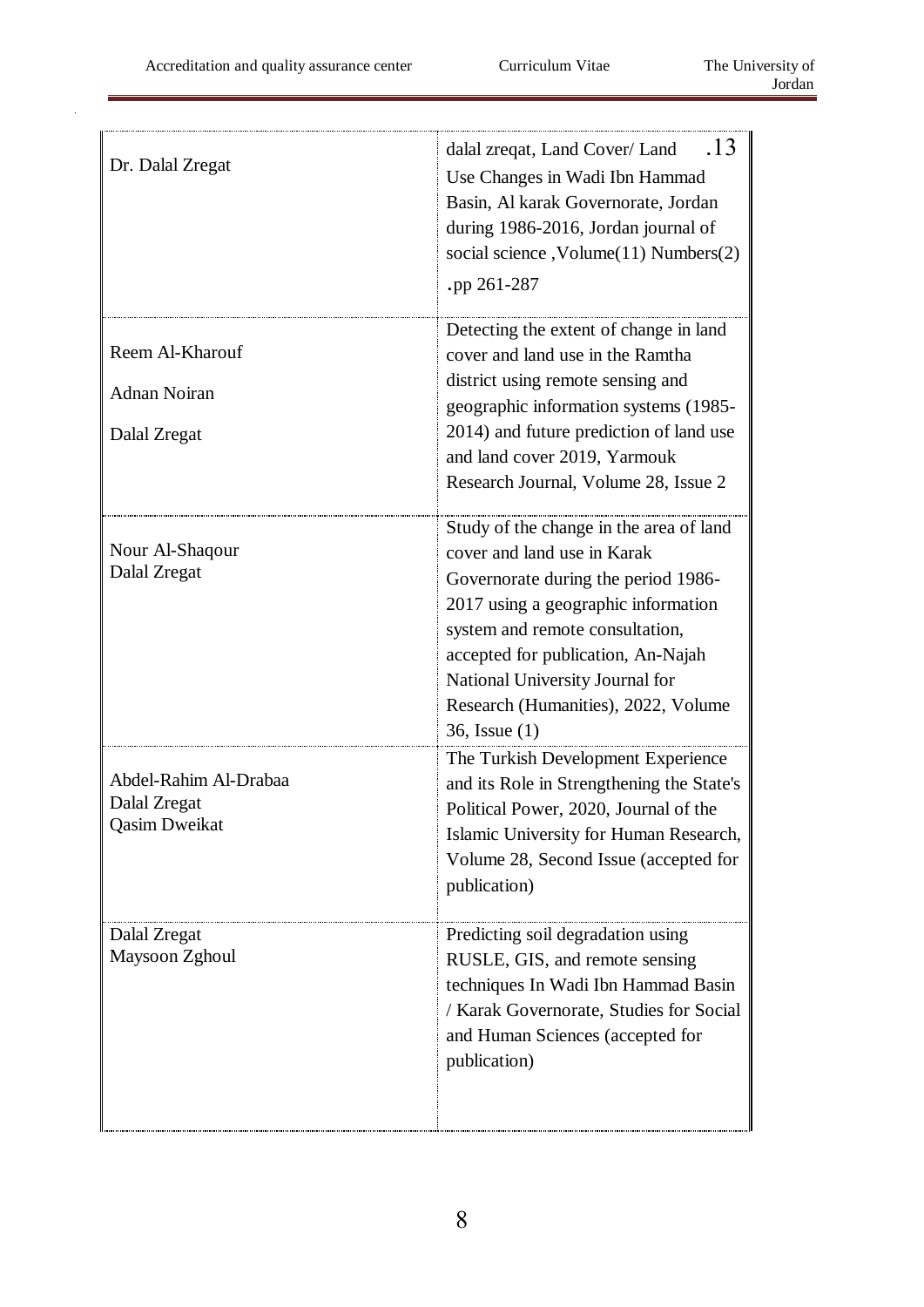| | |
|---|---|
| Dr. Dalal Zregat | .13 dalal zreqat, Land Cover/ Land Use Changes in Wadi Ibn Hammad Basin, Al karak Governorate, Jordan during 1986-2016, Jordan journal of social science ,Volume(11) Numbers(2) .pp 261-287 |
| Reem Al-Kharouf<br>Adnan Noiran<br>Dalal Zregat | Detecting the extent of change in land cover and land use in the Ramtha district using remote sensing and geographic information systems (1985-2014) and future prediction of land use and land cover 2019, Yarmouk Research Journal, Volume 28, Issue 2 |
| Nour Al-Shaqour<br>Dalal Zregat | Study of the change in the area of land cover and land use in Karak Governorate during the period 1986-2017 using a geographic information system and remote consultation, accepted for publication, An-Najah National University Journal for Research (Humanities), 2022, Volume 36, Issue (1) |
| Abdel-Rahim Al-Drabaa<br>Dalal Zregat<br>Qasim Dweikat | The Turkish Development Experience and its Role in Strengthening the State's Political Power, 2020, Journal of the Islamic University for Human Research, Volume 28, Second Issue (accepted for publication) |
| Dalal Zregat<br>Maysoon Zghoul | Predicting soil degradation using RUSLE, GIS, and remote sensing techniques In Wadi Ibn Hammad Basin / Karak Governorate, Studies for Social and Human Sciences (accepted for publication) |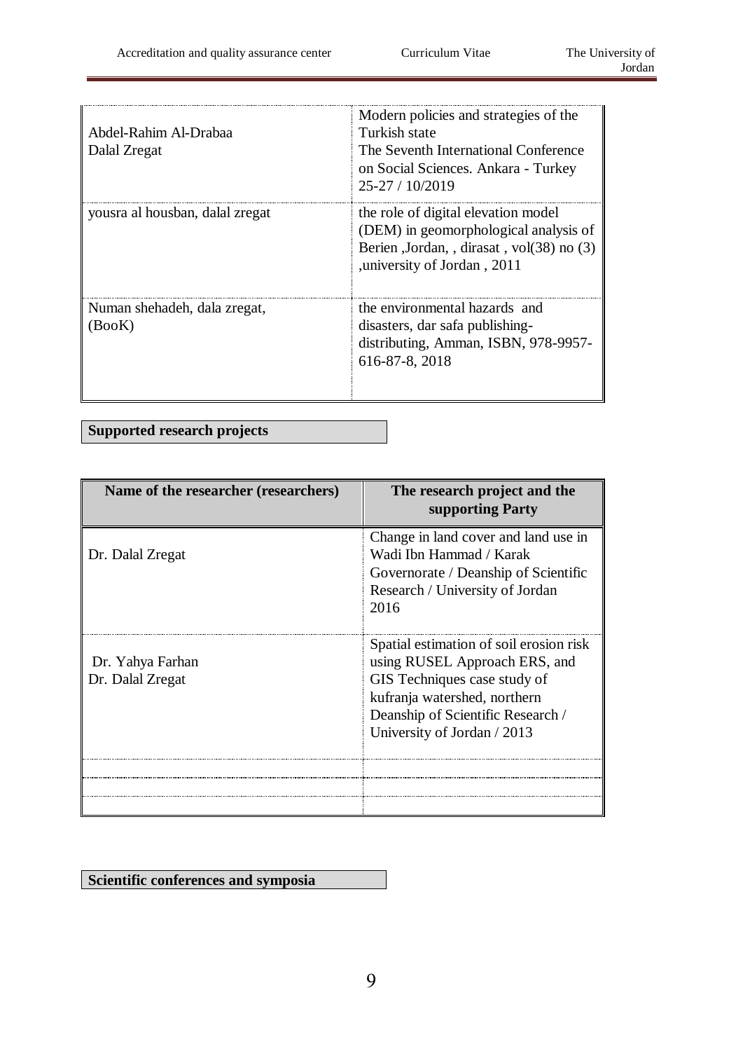| | |
|---|---|
| Abdel-Rahim Al-Drabaa<br>Dalal Zregat | Modern policies and strategies of the Turkish state<br>The Seventh International Conference on Social Sciences. Ankara - Turkey 25-27 / 10/2019 |
| yousra al housban, dalal zregat | the role of digital elevation model (DEM) in geomorphological analysis of Berien ,Jordan, , dirasat , vol(38) no (3) ,university of Jordan , 2011 |
| Numan shehadeh, dala zregat, (BooK) | the environmental hazards and disasters, dar safa publishing-distributing, Amman, ISBN, 978-9957-616-87-8, 2018 |

**Supported research projects**

| Name of the researcher (researchers) | The research project and the supporting Party |
|---|---|
| Dr. Dalal Zregat | Change in land cover and land use in Wadi Ibn Hammad / Karak Governorate / Deanship of Scientific Research / University of Jordan 2016 |
| Dr. Yahya Farhan<br>Dr. Dalal Zregat | Spatial estimation of soil erosion risk using RUSEL Approach ERS, and GIS Techniques case study of kufranja watershed, northern Deanship of Scientific Research / University of Jordan / 2013 |
| | |
| | |
| | |

**Scientific conferences and symposia**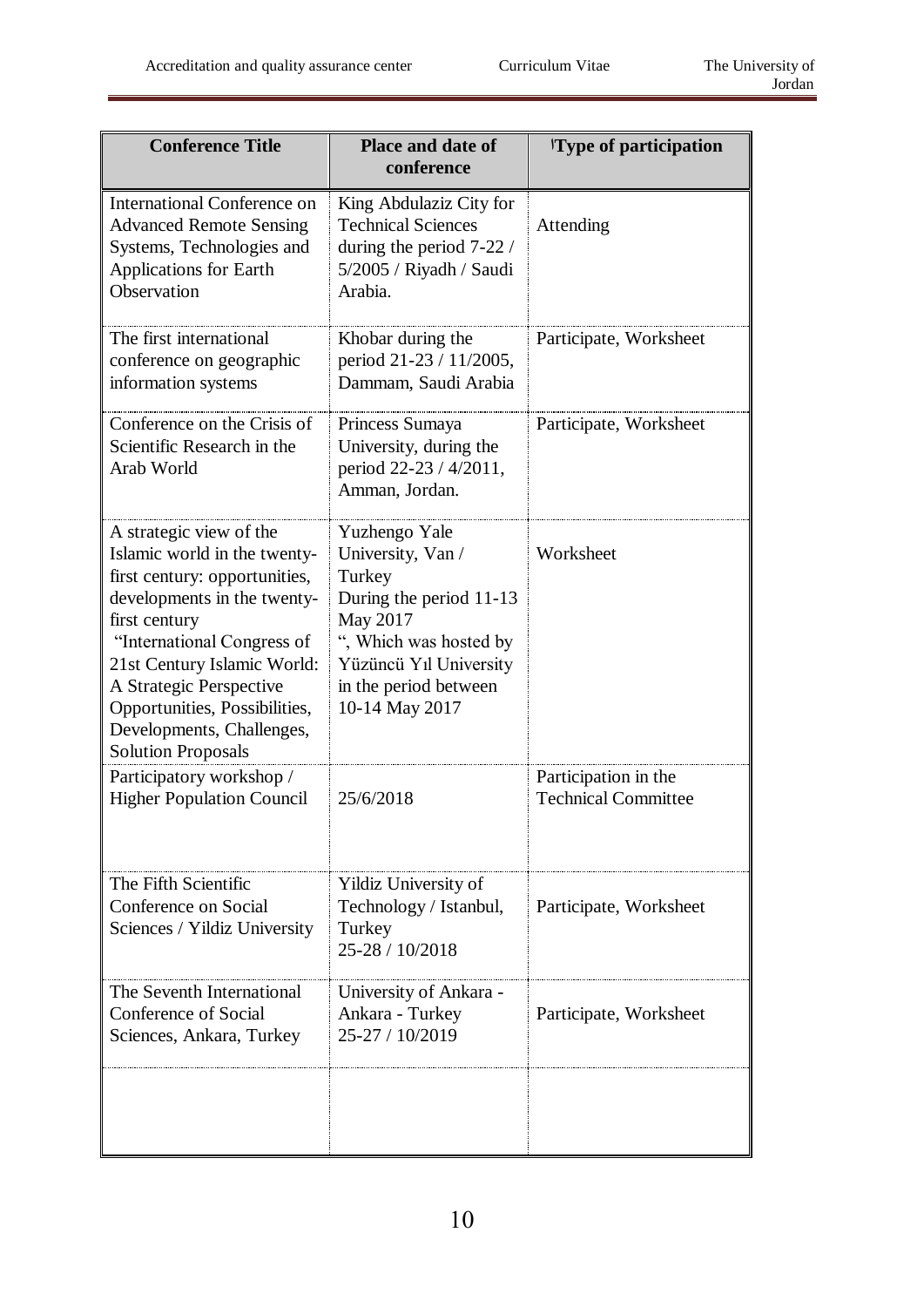| Conference Title | Place and date of conference | 'Type of participation |
|---|---|---|
| International Conference on Advanced Remote Sensing Systems, Technologies and Applications for Earth Observation | King Abdulaziz City for Technical Sciences during the period 7-22 / 5/2005 / Riyadh / Saudi Arabia. | Attending |
| The first international conference on geographic information systems | Khobar during the period 21-23 / 11/2005, Dammam, Saudi Arabia | Participate, Worksheet |
| Conference on the Crisis of Scientific Research in the Arab World | Princess Sumaya University, during the period 22-23 / 4/2011, Amman, Jordan. | Participate, Worksheet |
| A strategic view of the Islamic world in the twenty-first century: opportunities, developments in the twenty-first century "International Congress of 21st Century Islamic World: A Strategic Perspective Opportunities, Possibilities, Developments, Challenges, Solution Proposals | Yuzhengo Yale University, Van / Turkey During the period 11-13 May 2017 ", Which was hosted by Yüzüncü Yıl University in the period between 10-14 May 2017 | Worksheet |
| Participatory workshop / Higher Population Council | 25/6/2018 | Participation in the Technical Committee |
| The Fifth Scientific Conference on Social Sciences / Yildiz University | Yildiz University of Technology / Istanbul, Turkey 25-28 / 10/2018 | Participate, Worksheet |
| The Seventh International Conference of Social Sciences, Ankara, Turkey | University of Ankara - Ankara - Turkey 25-27 / 10/2019 | Participate, Worksheet |
| | | |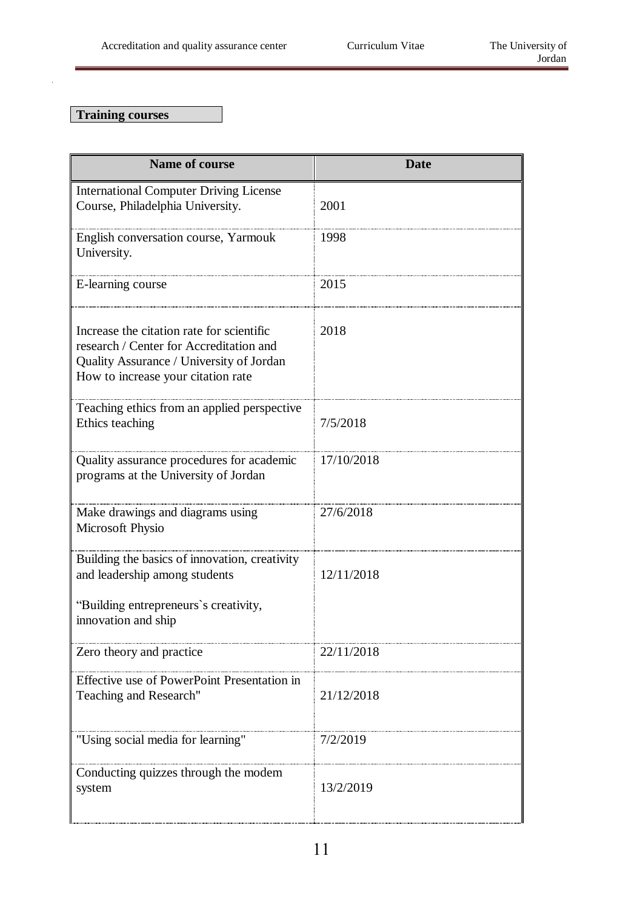**Training courses**

| Name of course | Date |
|---|---|
| International Computer Driving License Course, Philadelphia University. | 2001 |
| English conversation course, Yarmouk University. | 1998 |
| E-learning course | 2015 |
| Increase the citation rate for scientific research / Center for Accreditation and Quality Assurance / University of Jordan How to increase your citation rate | 2018 |
| Teaching ethics from an applied perspective Ethics teaching | 7/5/2018 |
| Quality assurance procedures for academic programs at the University of Jordan | 17/10/2018 |
| Make drawings and diagrams using Microsoft Physio | 27/6/2018 |
| Building the basics of innovation, creativity and leadership among students<br><br>"Building entrepreneurs`s creativity, innovation and ship | 12/11/2018 |
| Zero theory and practice | 22/11/2018 |
| Effective use of PowerPoint Presentation in Teaching and Research" | 21/12/2018 |
| "Using social media for learning" | 7/2/2019 |
| Conducting quizzes through the modem system | 13/2/2019 |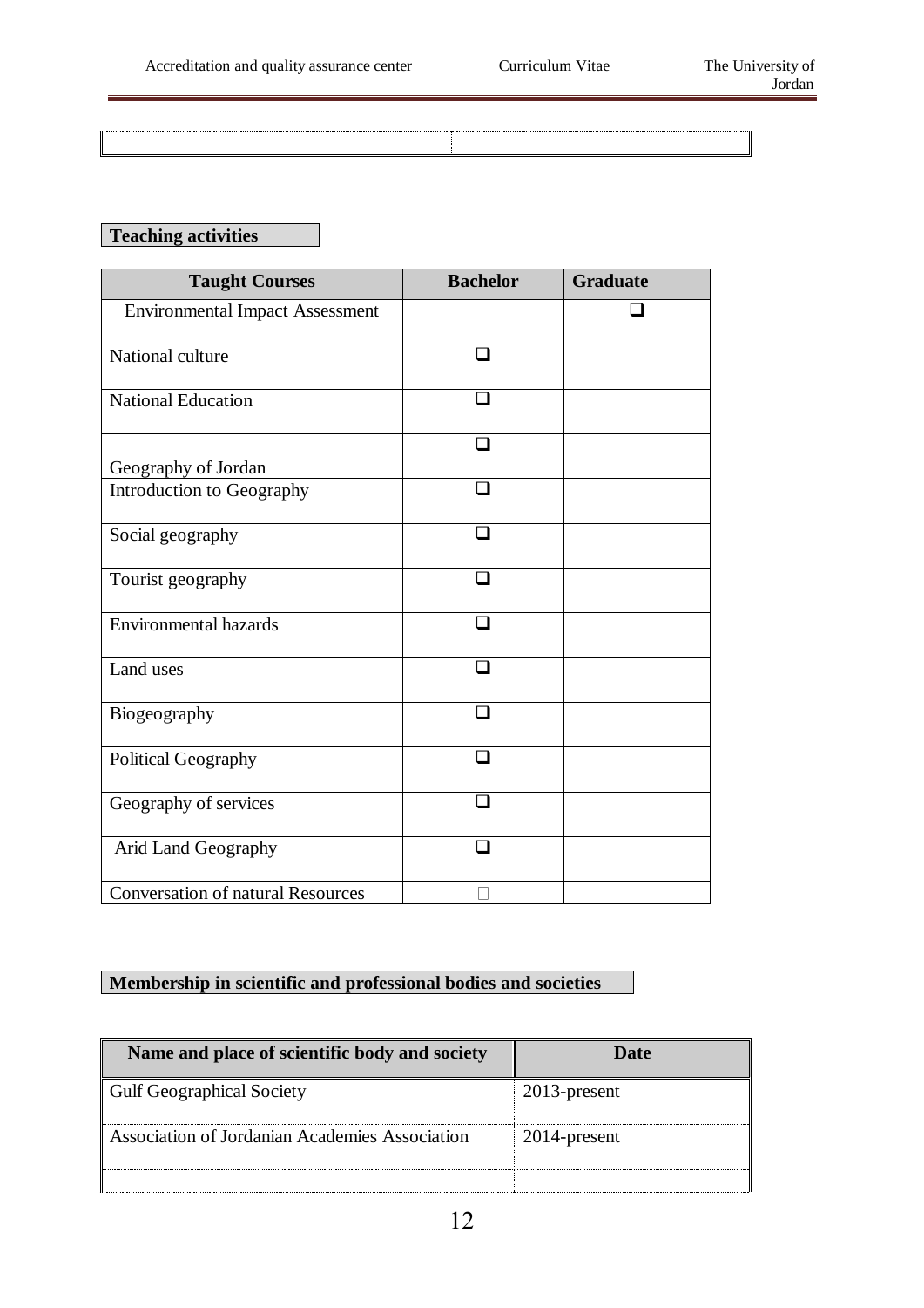| | |
|---|---|
| | |

**Teaching activities**

| Taught Courses | Bachelor | Graduate |
|---|---|---|
| Environmental Impact Assessment | | ❑ |
| National culture | ❑ | |
| National Education | ❑ | |
| Geography of Jordan | ❑ | |
| Introduction to Geography | ❑ | |
| Social geography | ❑ | |
| Tourist geography | ❑ | |
| Environmental hazards | ❑ | |
| Land uses | ❑ | |
| Biogeography | ❑ | |
| Political Geography | ❑ | |
| Geography of services | ❑ | |
| Arid Land Geography | ❑ | |
| Conversation of natural Resources | ❑ | |

**Membership in scientific and professional bodies and societies**

| Name and place of scientific body and society | Date |
|---|---|
| Gulf Geographical Society | 2013-present |
| Association of Jordanian Academies Association | 2014-present |
| | |